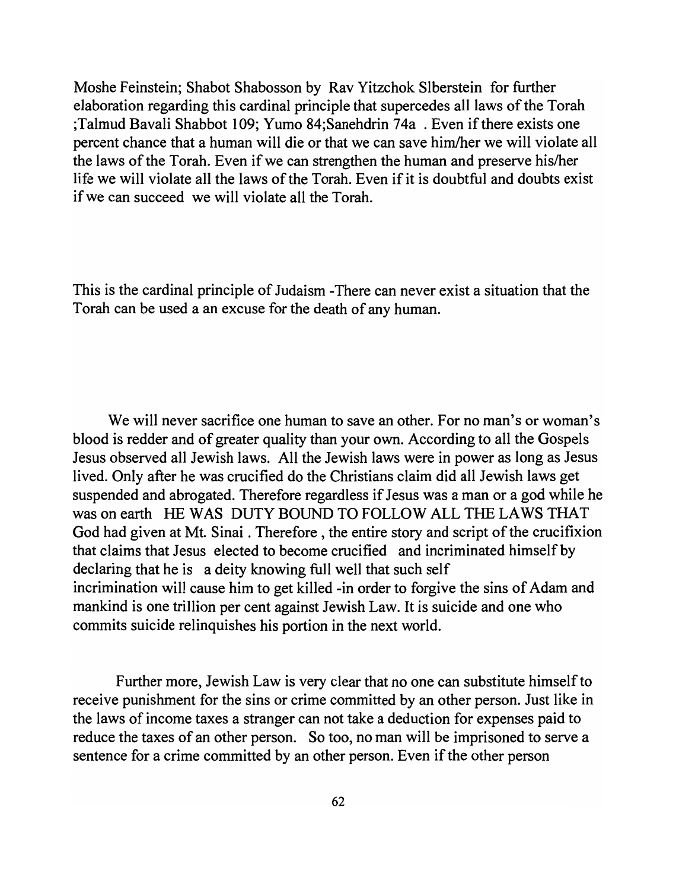Moshe Feinstein; Shabot Shabosson by Rav Yitzchok Slberstein for further elaboration regarding this cardinal principle that supercedes all laws of the Torah ;Talmud Bavali Shabbot 109; Yumo 84;Sanehdrin 74a . Even if there exists one percent chance that a human will die or that we can save him/her we will violate all the laws of the Torah. Even if we can strengthen the human and preserve his/her life we will violate all the laws of the Torah. Even if it is doubtful and doubts exist if we can succeed we will violate all the Torah.

This is the cardinal principle of Judaism -There can never exist a situation that the Torah can be used a an excuse for the death of any human.

We will never sacrifice one human to save an other. For no man's or woman's blood is redder and of greater quality than your own. According to all the Gospels Jesus observed all Jewish laws. All the Jewish laws were in power as long as Jesus lived. Only after he was crucified do the Christians claim did all Jewish laws get suspended and abrogated. Therefore regardless if Jesus was a man or a god while he was on earth HE WAS DUTY BOUND TO FOLLOW ALL THE LAWS THAT God had given at Mt. Sinai . Therefore , the entire story and script of the crucifixion that claims that Jesus elected to become crucified and incriminated himself by declaring that he is a deity knowing full well that such self incrimination will cause him to get killed -in order to forgive the sins of Adam and mankind is one trillion per cent against Jewish Law. It is suicide and one who commits suicide relinquishes his portion in the next world.

Further more, Jewish Law is very clear that no one can substitute himself to receive punishment for the sins or crime committed by an other person. Just like in the laws of income taxes a stranger can not take a deduction for expenses paid to reduce the taxes of an other person. So too, no man will be imprisoned to serve a sentence for a crime committed by an other person. Even if the other person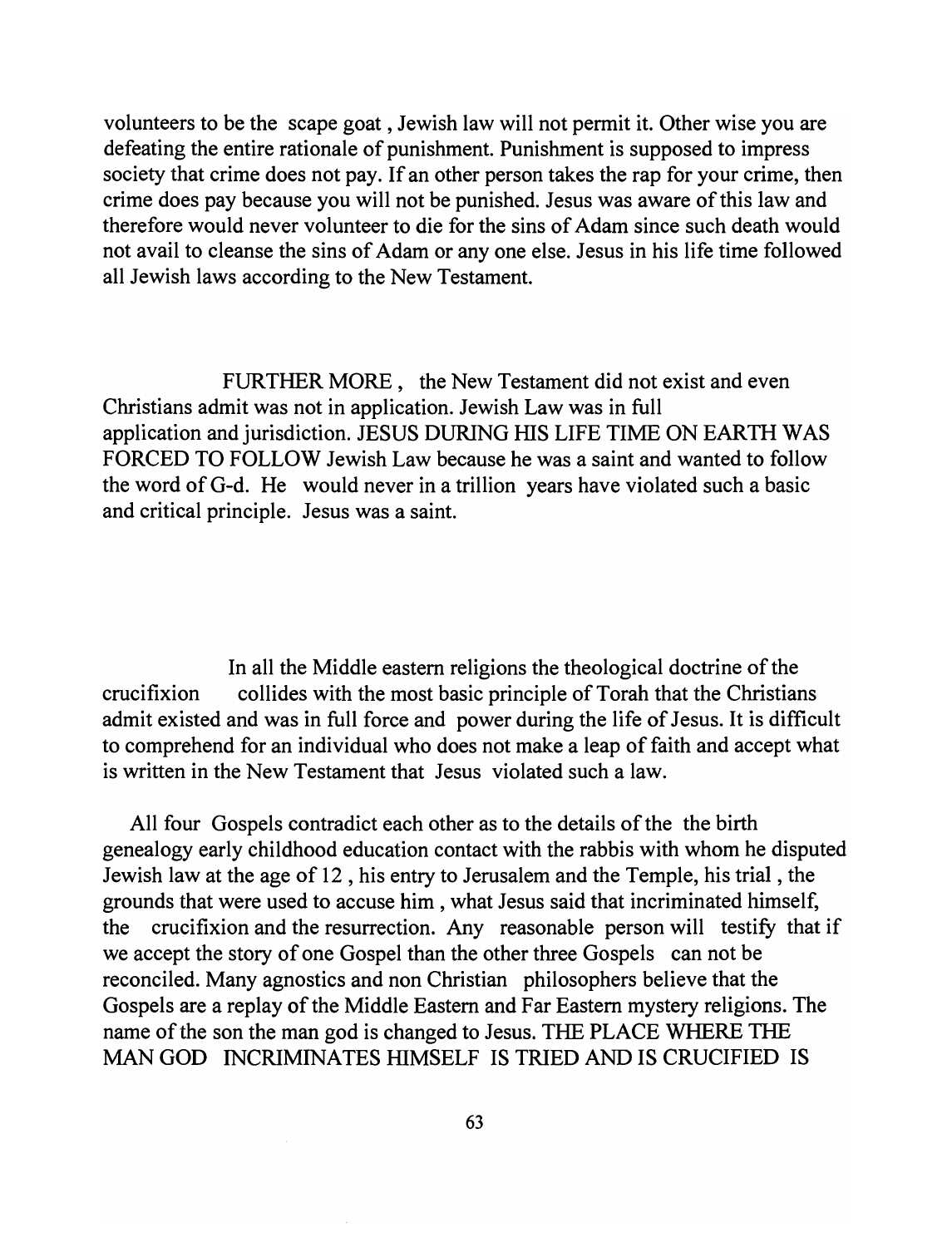volunteers to be the scape goat , Jewish law will not permit it. Other wise you are defeating the entire rationale of punishment. Punishment is supposed to impress society that crime does not pay. If an other person takes the rap for your crime, then crime does pay because you will not be punished. Jesus was aware of this law and therefore would never volunteer to die for the sins of Adam since such death would not avail to cleanse the sins of Adam or any one else. Jesus in his life time followed all Jewish laws according to the New Testament.

FURTHER MORE , the New Testament did not exist and even Christians admit was not in application. Jewish Law was in full application and jurisdiction. JESUS DURING HIS LIFE TIME ON EARTH WAS FORCED TO FOLLOW Jewish Law because he was a saint and wanted to follow the word of G-d. He would never in a trillion years have violated such a basic and critical principle. Jesus was a saint.

In all the Middle eastern religions the theological doctrine of the crucifixion collides with the most basic principle of Torah that the Christians admit existed and was in full force and power during the life of Jesus. It is difficult to comprehend for an individual who does not make a leap of faith and accept what is written in the New Testament that Jesus violated such a law.

All four Gospels contradict each other as to the details of the the birth genealogy early childhood education contact with the rabbis with whom he disputed Jewish law at the age of 12 , his entry to Jerusalem and the Temple, his trial , the grounds that were used to accuse him , what Jesus said that incriminated himself, the crucifixion and the resurrection. Any reasonable person will testify that if we accept the story of one Gospel than the other three Gospels can not be reconciled. Many agnostics and non Christian philosophers believe that the Gospels are a replay of the Middle Eastern and Far Eastern mystery religions. The name of the son the man god is changed to Jesus. THE PLACE WHERE THE MAN GOD INCRIMINATES HIMSELF IS TRIED AND IS CRUCIFIED IS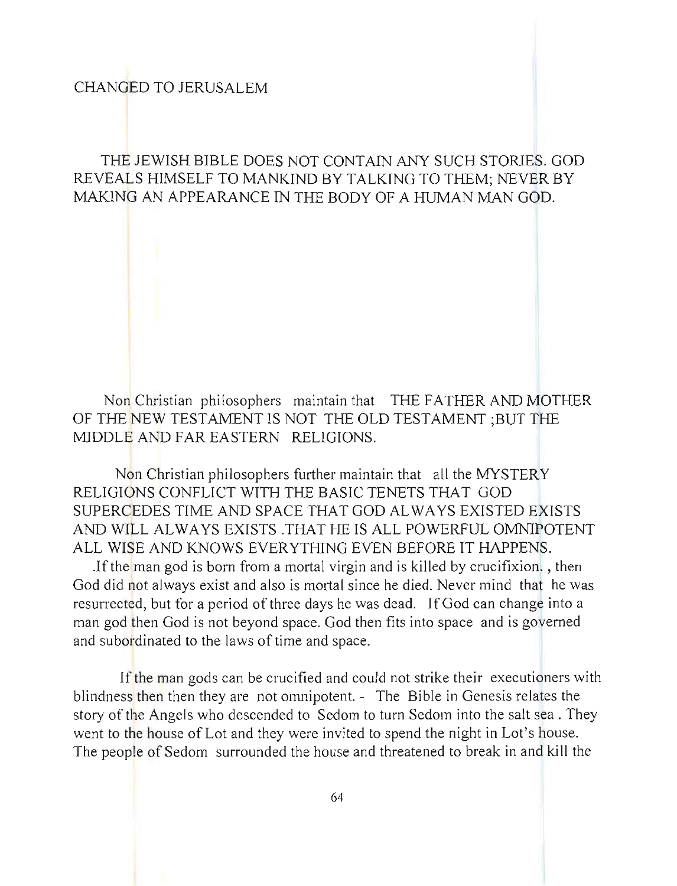CHANGED TO JERUSALEM

THE JEWISH BIBLE DOES NOT CONTAIN ANY SUCH STORIES. GOD REVEALS HIMSELF TO MANKIND BY TALKING TO THEM; NEVER BY MAKING AN APPEARANCE IN THE BODY OF A HUMAN MAN GOD.

Non Christian philosophers maintain that THE FATHER AND MOTHER OF THE NEW TESTAMENT IS NOT THE OLD TESTAMENT ;BUT THE MIDDLE AND FAR EASTERN RELIGIONS.

Non Christian philosophers further maintain that all the MYSTERY RELIGIONS CONFLICT WITH THE BASIC TENETS THAT GOD SUPERCEDES TIME AND SPACE THAT GOD ALWAYS EXISTED EXISTS AND WILL ALWAYS EXISTS .THAT HE IS ALL POWERFUL OMNIPOTENT ALL WISE AND KNOWS EVERYTHING EVEN BEFORE IT HAPPENS.

.If the man god is born from a mortal virgin and is killed by crucifixion. , then God did not always exist and also is mortal since he died. Never mind that he was resurrected, but for a period of three days he was dead. If God can change into a man god then God is not beyond space. God then fits into space and is governed and subordinated to the laws of time and space.

If the man gods can be crucified and could not strike their executioners with blindness then then they are not omnipotent. - The Bible in Genesis relates the story of the Angels who descended to Sedom to turn Sedom into the salt sea . They went to the house of Lot and they were invited to spend the night in Lot's house. The people of Sedom surrounded the house and threatened to break in and kill the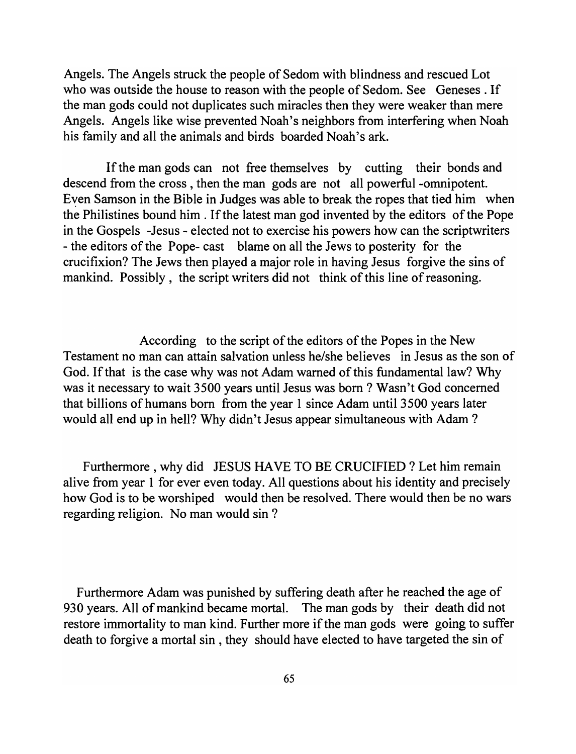Angels. The Angels struck the people of Sedom with blindness and rescued Lot who was outside the house to reason with the people of Sedom. See Geneses . If the man gods could not duplicates such miracles then they were weaker than mere Angels. Angels like wise prevented Noah's neighbors from interfering when Noah his family and all the animals and birds boarded Noah's ark.

If the man gods can not free themselves by cutting their bonds and descend from the cross , then the man gods are not all powerful -omnipotent. Even Samson in the Bible in Judges was able to break the ropes that tied him when the Philistines bound him . If the latest man god invented by the editors of the Pope in the Gospels -Jesus - elected not to exercise his powers how can the scriptwriters - the editors of the Pope- cast blame on all the Jews to posterity for the crucifixion? The Jews then played a major role in having Jesus forgive the sins of mankind. Possibly , the script writers did not think of this line of reasoning.

According to the script of the editors of the Popes in the New Testament no man can attain salvation unless he/she believes in Jesus as the son of God. If that is the case why was not Adam warned of this fundamental law? Why was it necessary to wait 3500 years until Jesus was born ? Wasn't God concerned that billions of humans born from the year 1 since Adam until 3500 years later would all end up in hell? Why didn't Jesus appear simultaneous with Adam ?

Furthermore , why did JESUS HAVE TO BE CRUCIFIED ? Let him remain alive from year 1 for ever even today. All questions about his identity and precisely how God is to be worshiped would then be resolved. There would then be no wars regarding religion. No man would sin ?

Furthermore Adam was punished by suffering death after he reached the age of 930 years. All of mankind became mortal. The man gods by their death did not restore immortality to man kind. Further more if the man gods were going to suffer death to forgive a mortal sin , they should have elected to have targeted the sin of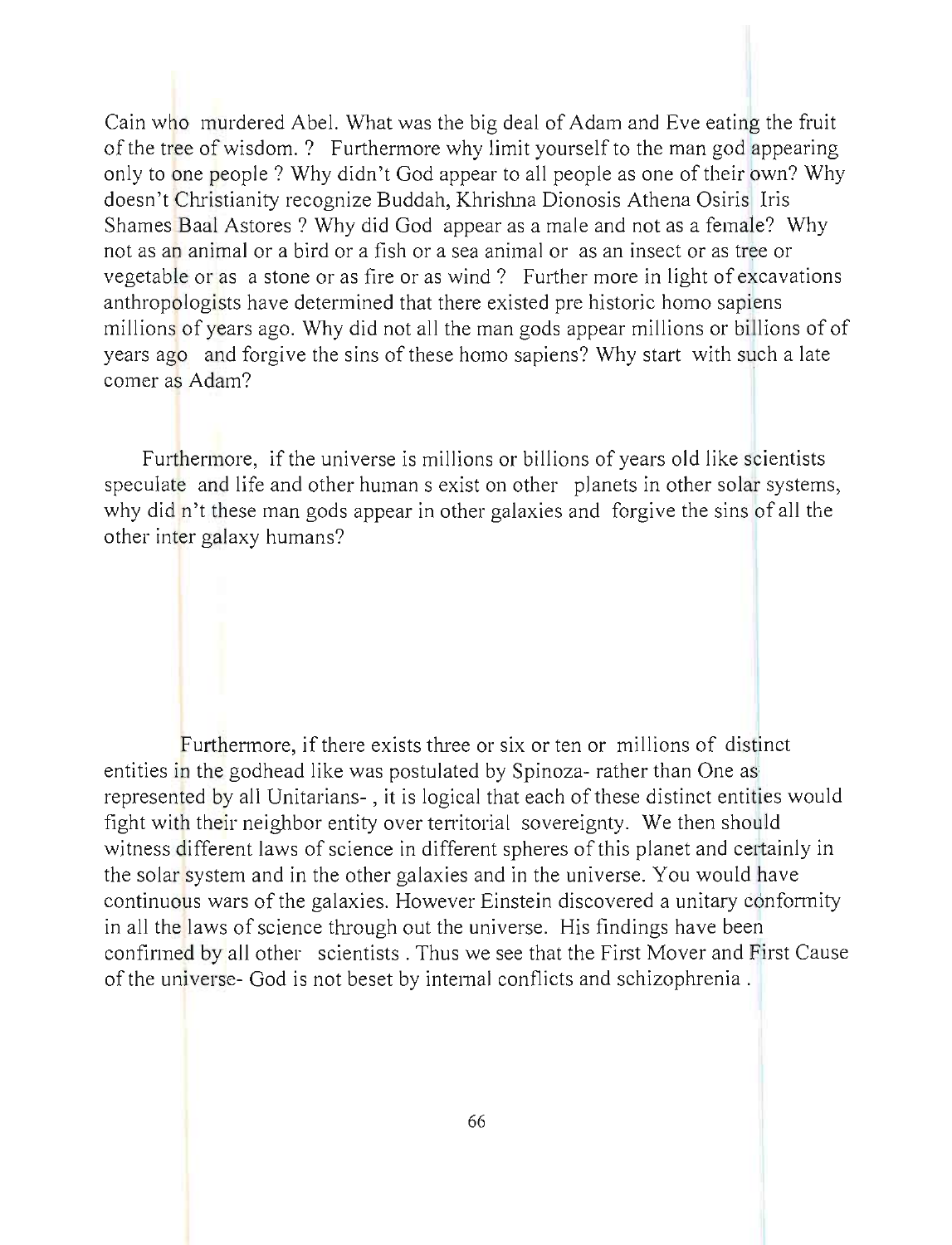Cain who murdered Abel. What was the big deal of Adam and Eve eating the fruit of the tree of wisdom. ? Furthermore why limit yourself to the man god appearing only to one people ? Why didn't God appear to all people as one of their own? Why doesn't Christianity recognize Buddah, Khrishna Dionosis Athena Osiris Iris Shames Baal Astores ? Why did God appear as a male and not as a female? Why not as an animal or a bird or a fish or a sea animal or as an insect or as tree or vegetable or as a stone or as fire or as wind ? Further more in light of excavations anthropologists have determined that there existed pre historic homo sapiens millions of years ago. Why did not all the man gods appear millions or billions of of years ago and forgive the sins of these homo sapiens? Why start with such a late comer as Adam?

Furthermore, if the universe is millions or billions of years old like scientists speculate and life and other human s exist on other planets in other solar systems, why did n't these man gods appear in other galaxies and forgive the sins of all the other inter galaxy humans?

Furthermore, if there exists three or six or ten or millions of distinct entities in the godhead like was postulated by Spinoza- rather than One as represented by all Unitarians- , it is logical that each of these distinct entities would fight with their neighbor entity over territorial sovereignty. We then should witness different laws of science in different spheres of this planet and certainly in the solar system and in the other galaxies and in the universe. You would have continuous wars of the galaxies. However Einstein discovered a unitary conformity in all the laws of science through out the universe. His findings have been confirmed by all other scientists . Thus we see that the First Mover and First Cause of the universe- God is not beset by internal conflicts and schizophrenia .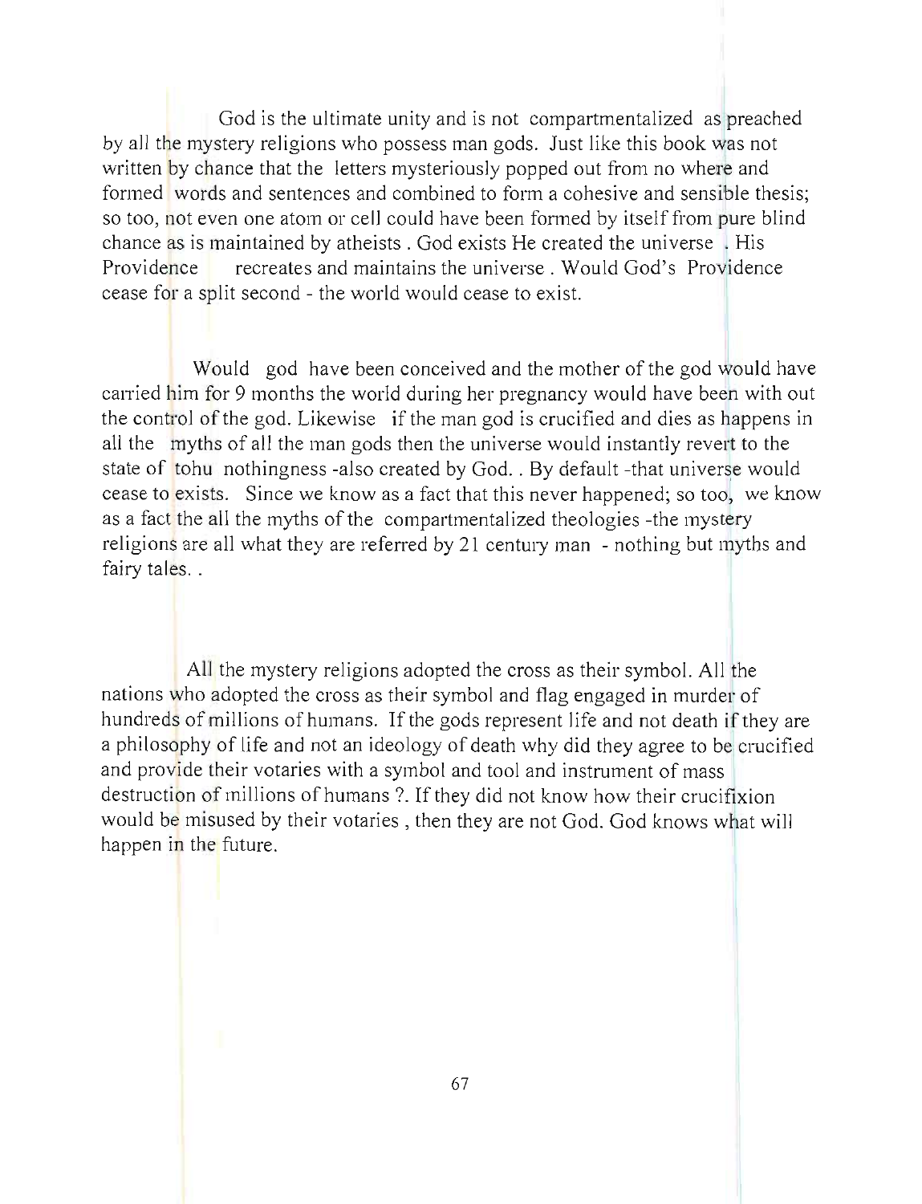God is the ultimate unity and is not compartmentalized as preached by all the mystery religions who possess man gods. Just like this book was not written by chance that the letters mysteriously popped out from no where and formed words and sentences and combined to form a cohesive and sensible thesis; so too, not even one atom or cell could have been formed by itself from pure blind chance as is maintained by atheists . God exists He created the universe . His Providence recreates and maintains the universe . Would God's Providence cease for a split second - the world would cease to exist.

Would god have been conceived and the mother of the god would have carried him for 9 months the world during her pregnancy would have been with out the control of the god. Likewise if the man god is crucified and dies as happens in all the myths of all the man gods then the universe would instantly revert to the state of tohu nothingness -also created by God. . By default -that universe would cease to exists. Since we know as a fact that this never happened; so too, we know as a fact the all the myths of the compartmentalized theologies -the mystery religions are all what they are referred by 21 century man - nothing but myths and fairy tales. .

All the mystery religions adopted the cross as their symbol. All the nations who adopted the cross as their symbol and flag engaged in murder of hundreds of millions of humans. If the gods represent life and not death if they are a philosophy of life and not an ideology of death why did they agree to be crucified and provide their votaries with a symbol and tool and instrument of mass destruction of millions of humans ?. If they did not know how their crucifixion would be misused by their votaries , then they are not God. God knows what will happen in the future.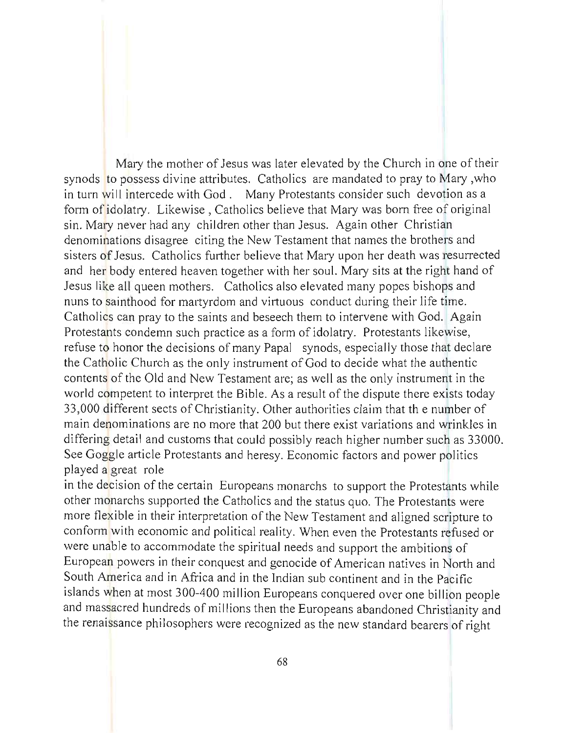Mary the mother of Jesus was later elevated by the Church in one of their synods to possess divine attributes. Catholics are mandated to pray to Mary ,who in turn will intercede with God . Many Protestants consider such devotion as a form of idolatry. Likewise , Catholics believe that Mary was born free of original sin. Mary never had any children other than Jesus. Again other Christian denominations disagree citing the New Testament that names the brothers and sisters of Jesus. Catholics further believe that Mary upon her death was resurrected and her body entered heaven together with her soul. Mary sits at the right hand of Jesus like all queen mothers. Catholics also elevated many popes bishops and nuns to sainthood for martyrdom and virtuous conduct during their life time. Catholics can pray to the saints and beseech them to intervene with God. Again Protestants condemn such practice as a form of idolatry. Protestants likewise, refuse to honor the decisions of many Papal synods, especially those that declare the Catholic Church as the only instrument of God to decide what the authentic contents of the Old and New Testament are; as well as the only instrument in the world competent to interpret the Bible. As a result of the dispute there exists today 33,000 different sects of Christianity. Other authorities claim that th e number of main denominations are no more that 200 but there exist variations and wrinkles in differing detail and customs that could possibly reach higher number such as 33000. See Goggle article Protestants and heresy. Economic factors and power politics played a great role
in the decision of the certain Europeans monarchs to support the Protestants while other monarchs supported the Catholics and the status quo. The Protestants were more flexible in their interpretation of the New Testament and aligned scripture to conform with economic and political reality. When even the Protestants refused or were unable to accommodate the spiritual needs and support the ambitions of European powers in their conquest and genocide of American natives in North and South America and in Africa and in the Indian sub continent and in the Pacific islands when at most 300-400 million Europeans conquered over one billion people and massacred hundreds of millions then the Europeans abandoned Christianity and the renaissance philosophers were recognized as the new standard bearers of right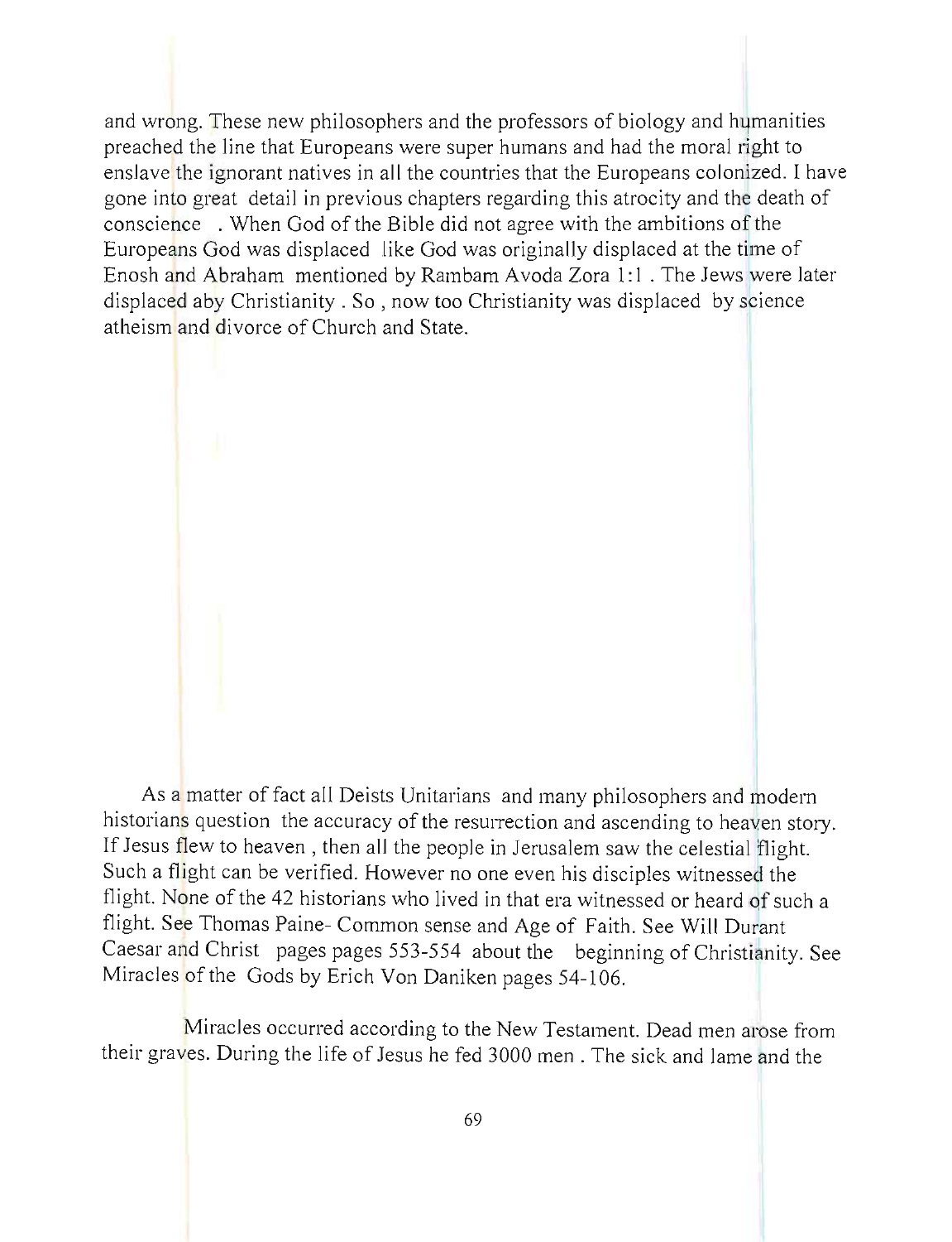and wrong. These new philosophers and the professors of biology and humanities preached the line that Europeans were super humans and had the moral right to enslave the ignorant natives in all the countries that the Europeans colonized. I have gone into great detail in previous chapters regarding this atrocity and the death of conscience . When God of the Bible did not agree with the ambitions of the Europeans God was displaced like God was originally displaced at the time of Enosh and Abraham mentioned by Rambam Avoda Zora 1:1 . The Jews were later displaced aby Christianity . So , now too Christianity was displaced by science atheism and divorce of Church and State.

As a matter of fact all Deists Unitarians and many philosophers and modern historians question the accuracy of the resurrection and ascending to heaven story. If Jesus flew to heaven , then all the people in Jerusalem saw the celestial flight. Such a flight can be verified. However no one even his disciples witnessed the flight. None of the 42 historians who lived in that era witnessed or heard of such a flight. See Thomas Paine- Common sense and Age of Faith. See Will Durant Caesar and Christ pages pages 553-554 about the beginning of Christianity. See Miracles of the Gods by Erich Von Daniken pages 54-106.

Miracles occurred according to the New Testament. Dead men arose from their graves. During the life of Jesus he fed 3000 men . The sick and lame and the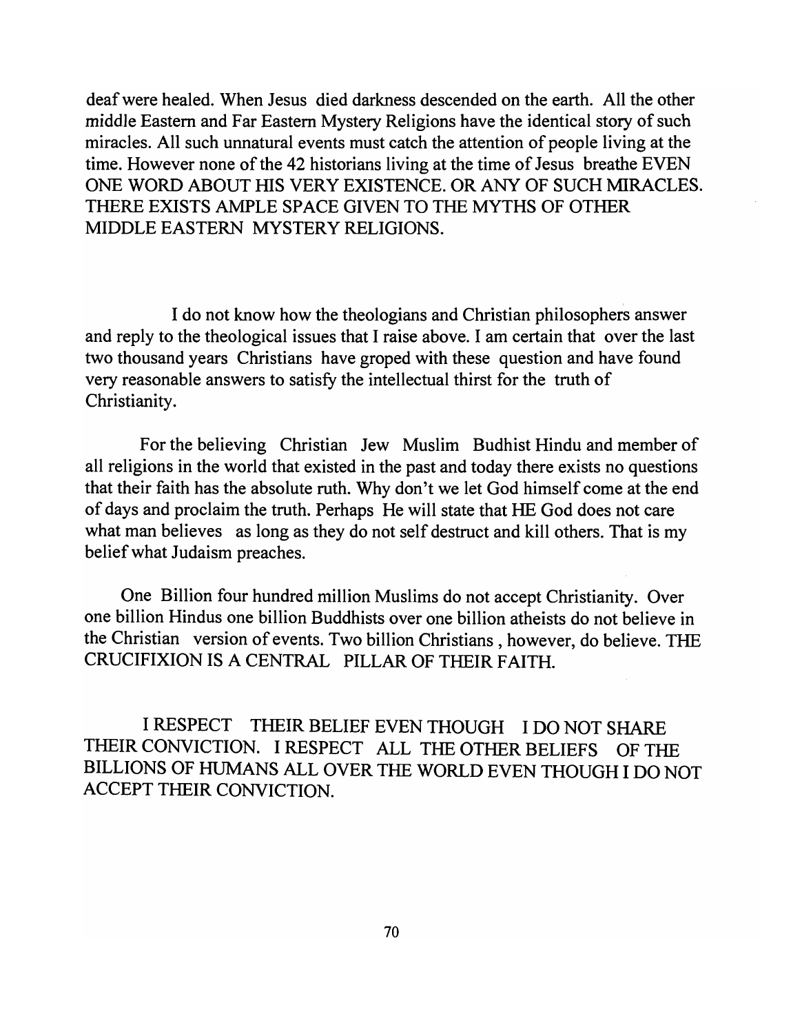deaf were healed. When Jesus died darkness descended on the earth. All the other middle Eastern and Far Eastern Mystery Religions have the identical story of such miracles. All such unnatural events must catch the attention of people living at the time. However none of the 42 historians living at the time of Jesus breathe EVEN ONE WORD ABOUT HIS VERY EXISTENCE. OR ANY OF SUCH MIRACLES. THERE EXISTS AMPLE SPACE GIVEN TO THE MYTHS OF OTHER MIDDLE EASTERN MYSTERY RELIGIONS.

I do not know how the theologians and Christian philosophers answer and reply to the theological issues that I raise above. I am certain that over the last two thousand years Christians have groped with these question and have found very reasonable answers to satisfy the intellectual thirst for the truth of Christianity.

For the believing Christian Jew Muslim Budhist Hindu and member of all religions in the world that existed in the past and today there exists no questions that their faith has the absolute ruth. Why don't we let God himself come at the end of days and proclaim the truth. Perhaps He will state that HE God does not care what man believes as long as they do not self destruct and kill others. That is my belief what Judaism preaches.

One Billion four hundred million Muslims do not accept Christianity. Over one billion Hindus one billion Buddhists over one billion atheists do not believe in the Christian version of events. Two billion Christians , however, do believe. THE CRUCIFIXION IS A CENTRAL PILLAR OF THEIR FAITH.

I RESPECT THEIR BELIEF EVEN THOUGH I DO NOT SHARE THEIR CONVICTION. I RESPECT ALL THE OTHER BELIEFS OF THE BILLIONS OF HUMANS ALL OVER THE WORLD EVEN THOUGH I DO NOT ACCEPT THEIR CONVICTION.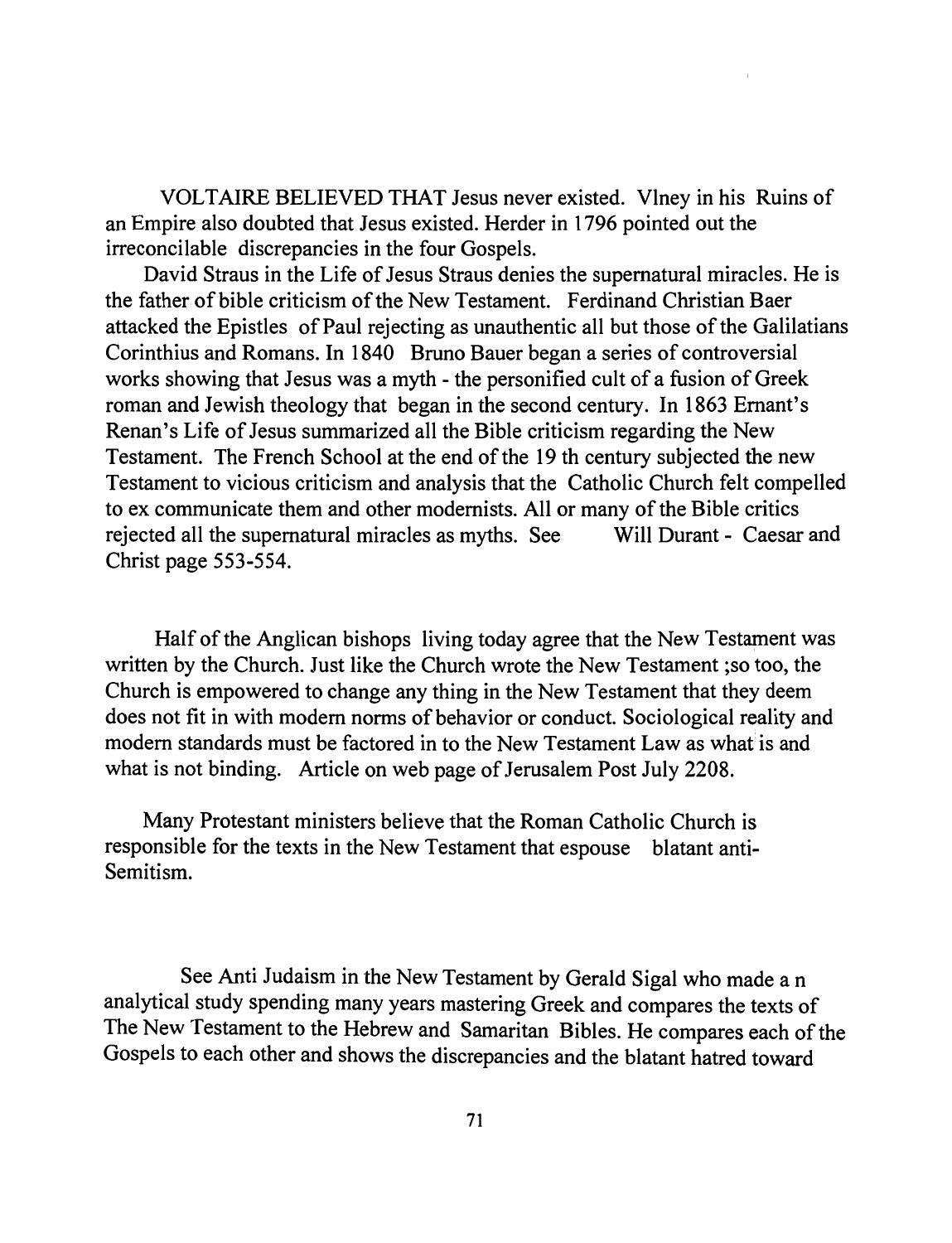VOLTAIRE BELIEVED THAT Jesus never existed. Vlney in his Ruins of an Empire also doubted that Jesus existed. Herder in 1796 pointed out the irreconcilable discrepancies in the four Gospels.

David Straus in the Life of Jesus Straus denies the supernatural miracles. He is the father of bible criticism of the New Testament. Ferdinand Christian Baer attacked the Epistles of Paul rejecting as unauthentic all but those of the Galilatians Corinthius and Romans. In 1840 Bruno Bauer began a series of controversial works showing that Jesus was a myth - the personified cult of a fusion of Greek roman and Jewish theology that began in the second century. In 1863 Ernant's Renan's Life of Jesus summarized all the Bible criticism regarding the New Testament. The French School at the end of the 19 th century subjected the new Testament to vicious criticism and analysis that the Catholic Church felt compelled to ex communicate them and other modernists. All or many of the Bible critics rejected all the supernatural miracles as myths. See Will Durant - Caesar and Christ page 553-554.

Half of the Anglican bishops living today agree that the New Testament was written by the Church. Just like the Church wrote the New Testament ;so too, the Church is empowered to change any thing in the New Testament that they deem does not fit in with modern norms of behavior or conduct. Sociological reality and modern standards must be factored in to the New Testament Law as what is and what is not binding. Article on web page of Jerusalem Post July 2208.

Many Protestant ministers believe that the Roman Catholic Church is responsible for the texts in the New Testament that espouse blatant anti-Semitism.

See Anti Judaism in the New Testament by Gerald Sigal who made a n analytical study spending many years mastering Greek and compares the texts of The New Testament to the Hebrew and Samaritan Bibles. He compares each of the Gospels to each other and shows the discrepancies and the blatant hatred toward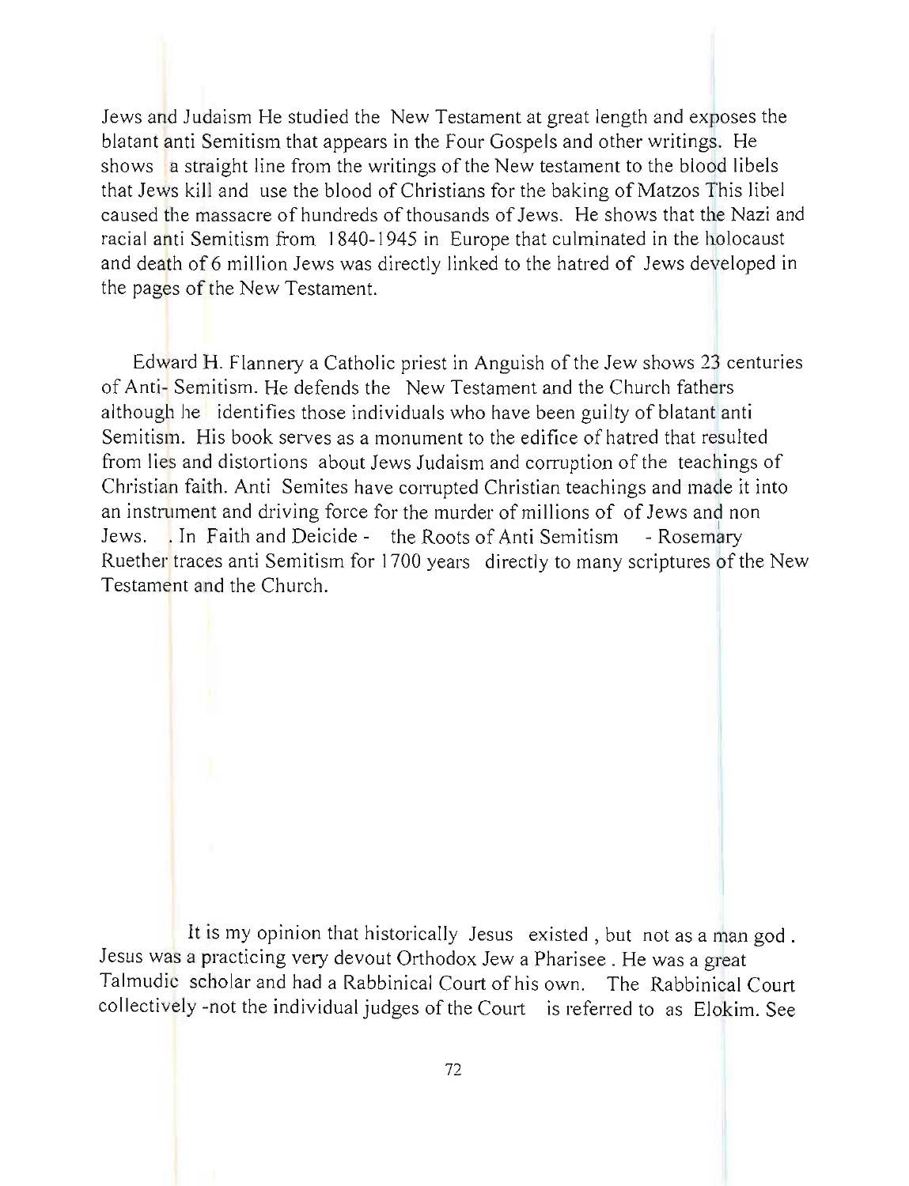Jews and Judaism He studied the New Testament at great length and exposes the blatant anti Semitism that appears in the Four Gospels and other writings. He shows a straight line from the writings of the New testament to the blood libels that Jews kill and use the blood of Christians for the baking of Matzos This libel caused the massacre of hundreds of thousands of Jews. He shows that the Nazi and racial anti Semitism from 1840-1945 in Europe that culminated in the holocaust and death of 6 million Jews was directly linked to the hatred of Jews developed in the pages of the New Testament.

Edward H. Flannery a Catholic priest in Anguish of the Jew shows 23 centuries of Anti- Semitism. He defends the New Testament and the Church fathers although he identifies those individuals who have been guilty of blatant anti Semitism. His book serves as a monument to the edifice of hatred that resulted from lies and distortions about Jews Judaism and corruption of the teachings of Christian faith. Anti Semites have corrupted Christian teachings and made it into an instrument and driving force for the murder of millions of of Jews and non Jews. . In Faith and Deicide - the Roots of Anti Semitism - Rosemary Ruether traces anti Semitism for 1700 years directly to many scriptures of the New Testament and the Church.

It is my opinion that historically Jesus existed , but not as a man god . Jesus was a practicing very devout Orthodox Jew a Pharisee . He was a great Talmudic scholar and had a Rabbinical Court of his own. The Rabbinical Court collectively -not the individual judges of the Court is referred to as Elokim. See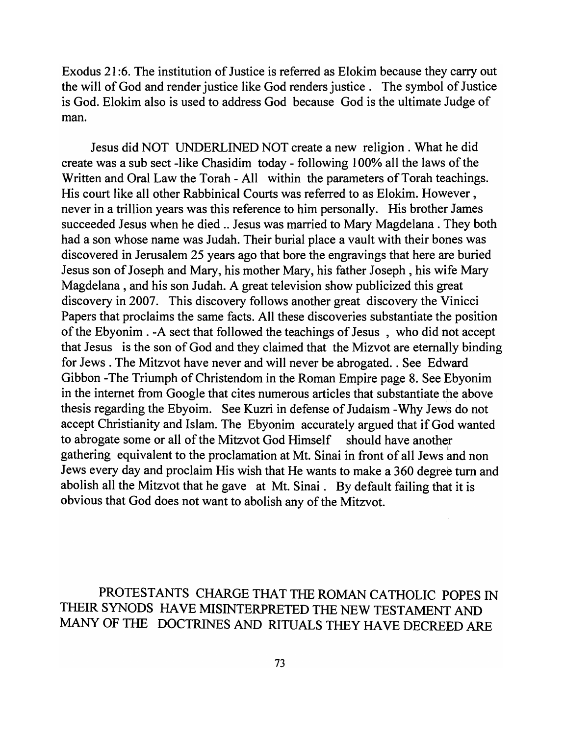Exodus 21:6. The institution of Justice is referred as Elokim because they carry out the will of God and render justice like God renders justice . The symbol of Justice is God. Elokim also is used to address God because God is the ultimate Judge of man.

Jesus did NOT UNDERLINED NOT create a new religion . What he did create was a sub sect -like Chasidim today - following 100% all the laws of the Written and Oral Law the Torah - All within the parameters of Torah teachings. His court like all other Rabbinical Courts was referred to as Elokim. However , never in a trillion years was this reference to him personally. His brother James succeeded Jesus when he died .. Jesus was married to Mary Magdelana . They both had a son whose name was Judah. Their burial place a vault with their bones was discovered in Jerusalem 25 years ago that bore the engravings that here are buried Jesus son of Joseph and Mary, his mother Mary, his father Joseph , his wife Mary Magdelana , and his son Judah. A great television show publicized this great discovery in 2007. This discovery follows another great discovery the Vinicci Papers that proclaims the same facts. All these discoveries substantiate the position of the Ebyonim . -A sect that followed the teachings of Jesus , who did not accept that Jesus is the son of God and they claimed that the Mizvot are eternally binding for Jews . The Mitzvot have never and will never be abrogated. . See Edward Gibbon -The Triumph of Christendom in the Roman Empire page 8. See Ebyonim in the internet from Google that cites numerous articles that substantiate the above thesis regarding the Ebyoim. See Kuzri in defense of Judaism -Why Jews do not accept Christianity and Islam. The Ebyonim accurately argued that if God wanted to abrogate some or all of the Mitzvot God Himself should have another gathering equivalent to the proclamation at Mt. Sinai in front of all Jews and non Jews every day and proclaim His wish that He wants to make a 360 degree turn and abolish all the Mitzvot that he gave at Mt. Sinai . By default failing that it is obvious that God does not want to abolish any of the Mitzvot.

PROTESTANTS CHARGE THAT THE ROMAN CATHOLIC POPES IN THEIR SYNODS HAVE MISINTERPRETED THE NEW TESTAMENT AND MANY OF THE DOCTRINES AND RITUALS THEY HAVE DECREED ARE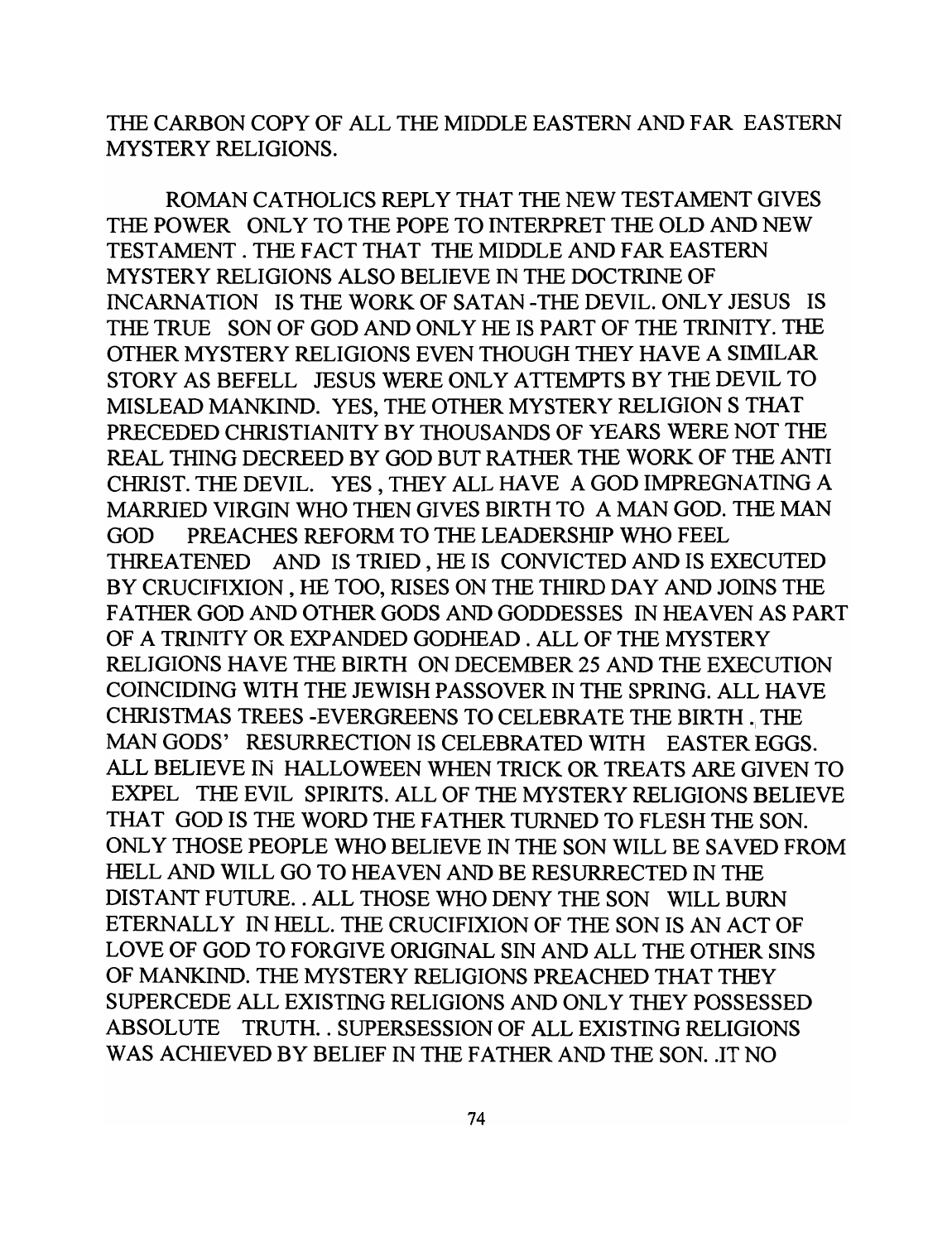THE CARBON COPY OF ALL THE MIDDLE EASTERN AND FAR EASTERN MYSTERY RELIGIONS.

ROMAN CATHOLICS REPLY THAT THE NEW TESTAMENT GIVES THE POWER ONLY TO THE POPE TO INTERPRET THE OLD AND NEW TESTAMENT . THE FACT THAT THE MIDDLE AND FAR EASTERN MYSTERY RELIGIONS ALSO BELIEVE IN THE DOCTRINE OF INCARNATION IS THE WORK OF SATAN -THE DEVIL. ONLY JESUS IS THE TRUE SON OF GOD AND ONLY HE IS PART OF THE TRINITY. THE OTHER MYSTERY RELIGIONS EVEN THOUGH THEY HAVE A SIMILAR STORY AS BEFELL JESUS WERE ONLY ATTEMPTS BY THE DEVIL TO MISLEAD MANKIND. YES, THE OTHER MYSTERY RELIGION S THAT PRECEDED CHRISTIANITY BY THOUSANDS OF YEARS WERE NOT THE REAL THING DECREED BY GOD BUT RATHER THE WORK OF THE ANTI CHRIST. THE DEVIL. YES , THEY ALL HAVE A GOD IMPREGNATING A MARRIED VIRGIN WHO THEN GIVES BIRTH TO A MAN GOD. THE MAN GOD PREACHES REFORM TO THE LEADERSHIP WHO FEEL THREATENED AND IS TRIED , HE IS CONVICTED AND IS EXECUTED BY CRUCIFIXION , HE TOO, RISES ON THE THIRD DAY AND JOINS THE FATHER GOD AND OTHER GODS AND GODDESSES IN HEAVEN AS PART OF A TRINITY OR EXPANDED GODHEAD . ALL OF THE MYSTERY RELIGIONS HAVE THE BIRTH ON DECEMBER 25 AND THE EXECUTION COINCIDING WITH THE JEWISH PASSOVER IN THE SPRING. ALL HAVE CHRISTMAS TREES -EVERGREENS TO CELEBRATE THE BIRTH . THE MAN GODS' RESURRECTION IS CELEBRATED WITH EASTER EGGS. ALL BELIEVE IN HALLOWEEN WHEN TRICK OR TREATS ARE GIVEN TO EXPEL THE EVIL SPIRITS. ALL OF THE MYSTERY RELIGIONS BELIEVE THAT GOD IS THE WORD THE FATHER TURNED TO FLESH THE SON. ONLY THOSE PEOPLE WHO BELIEVE IN THE SON WILL BE SAVED FROM HELL AND WILL GO TO HEAVEN AND BE RESURRECTED IN THE DISTANT FUTURE. . ALL THOSE WHO DENY THE SON WILL BURN ETERNALLY IN HELL. THE CRUCIFIXION OF THE SON IS AN ACT OF LOVE OF GOD TO FORGIVE ORIGINAL SIN AND ALL THE OTHER SINS OF MANKIND. THE MYSTERY RELIGIONS PREACHED THAT THEY SUPERCEDE ALL EXISTING RELIGIONS AND ONLY THEY POSSESSED ABSOLUTE TRUTH. . SUPERSESSION OF ALL EXISTING RELIGIONS WAS ACHIEVED BY BELIEF IN THE FATHER AND THE SON. .IT NO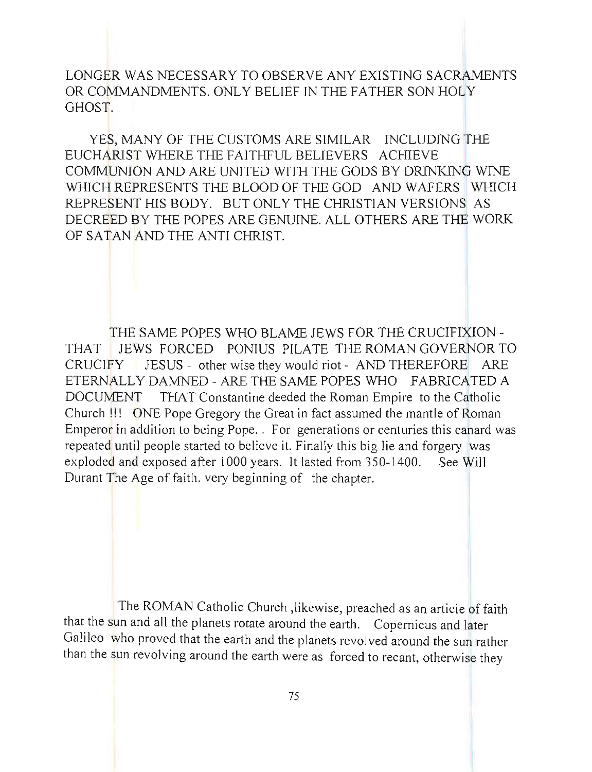LONGER WAS NECESSARY TO OBSERVE ANY EXISTING SACRAMENTS OR COMMANDMENTS. ONLY BELIEF IN THE FATHER SON HOLY GHOST.

YES, MANY OF THE CUSTOMS ARE SIMILAR INCLUDING THE EUCHARIST WHERE THE FAITHFUL BELIEVERS ACHIEVE COMMUNION AND ARE UNITED WITH THE GODS BY DRINKING WINE WHICH REPRESENTS THE BLOOD OF THE GOD AND WAFERS WHICH REPRESENT HIS BODY. BUT ONLY THE CHRISTIAN VERSIONS AS DECREED BY THE POPES ARE GENUINE. ALL OTHERS ARE THE WORK OF SATAN AND THE ANTI CHRIST.

THE SAME POPES WHO BLAME JEWS FOR THE CRUCIFIXION - THAT JEWS FORCED PONIUS PILATE THE ROMAN GOVERNOR TO CRUCIFY JESUS - other wise they would riot - AND THEREFORE ARE ETERNALLY DAMNED - ARE THE SAME POPES WHO FABRICATED A DOCUMENT THAT Constantine deeded the Roman Empire to the Catholic Church !!! ONE Pope Gregory the Great in fact assumed the mantle of Roman Emperor in addition to being Pope. . For generations or centuries this canard was repeated until people started to believe it. Finally this big lie and forgery was exploded and exposed after 1000 years. It lasted from 350-1400. See Will Durant The Age of faith. very beginning of the chapter.

The ROMAN Catholic Church ,likewise, preached as an article of faith that the sun and all the planets rotate around the earth. Copernicus and later Galileo who proved that the earth and the planets revolved around the sun rather than the sun revolving around the earth were as forced to recant, otherwise they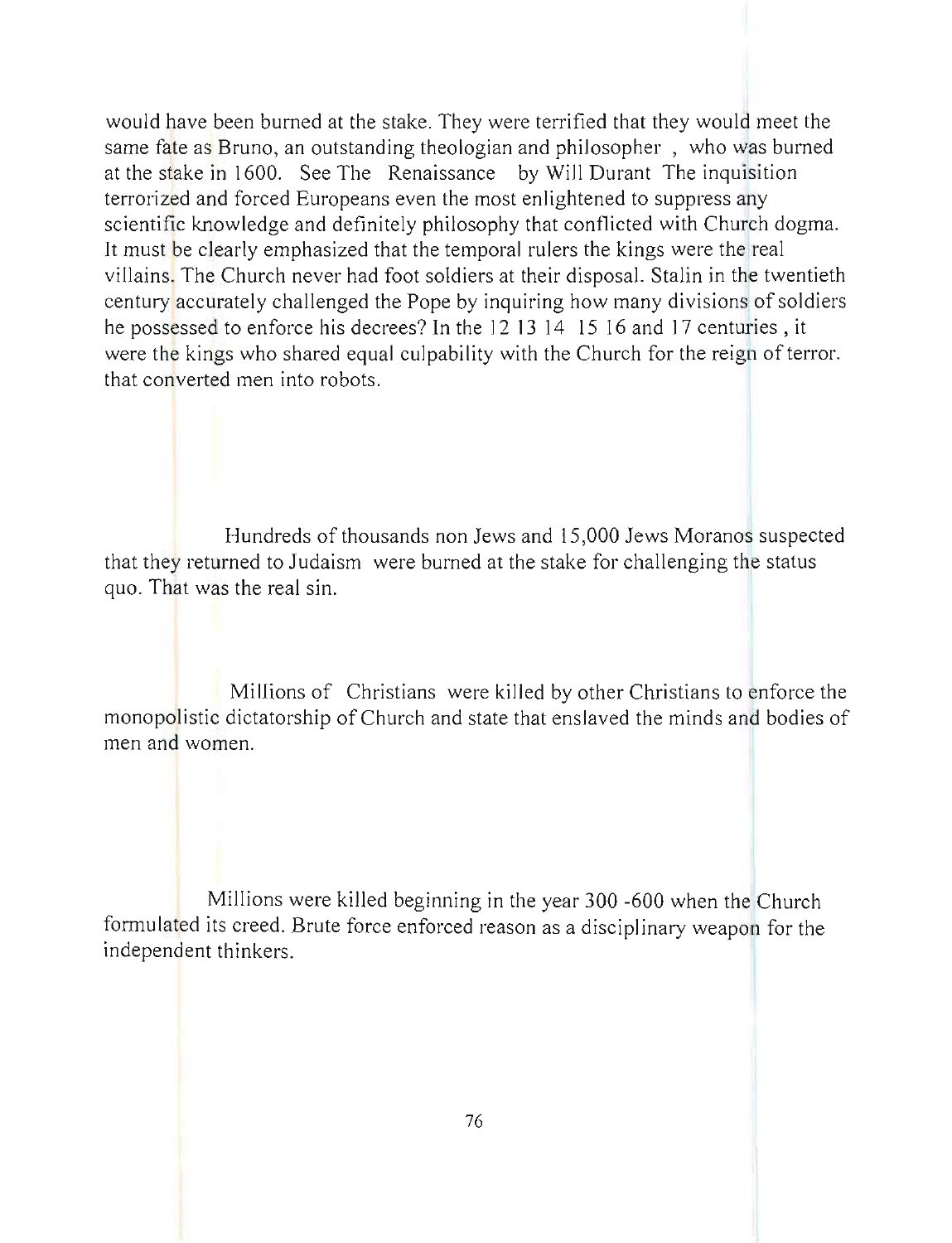would have been burned at the stake. They were terrified that they would meet the same fate as Bruno, an outstanding theologian and philosopher , who was burned at the stake in 1600. See The Renaissance by Will Durant The inquisition terrorized and forced Europeans even the most enlightened to suppress any scientific knowledge and definitely philosophy that conflicted with Church dogma. It must be clearly emphasized that the temporal rulers the kings were the real villains. The Church never had foot soldiers at their disposal. Stalin in the twentieth century accurately challenged the Pope by inquiring how many divisions of soldiers he possessed to enforce his decrees? In the 12 13 14 15 16 and 17 centuries , it were the kings who shared equal culpability with the Church for the reign of terror. that converted men into robots.

Hundreds of thousands non Jews and 15,000 Jews Moranos suspected that they returned to Judaism were burned at the stake for challenging the status quo. That was the real sin.

Millions of Christians were killed by other Christians to enforce the monopolistic dictatorship of Church and state that enslaved the minds and bodies of men and women.

Millions were killed beginning in the year 300 -600 when the Church formulated its creed. Brute force enforced reason as a disciplinary weapon for the independent thinkers.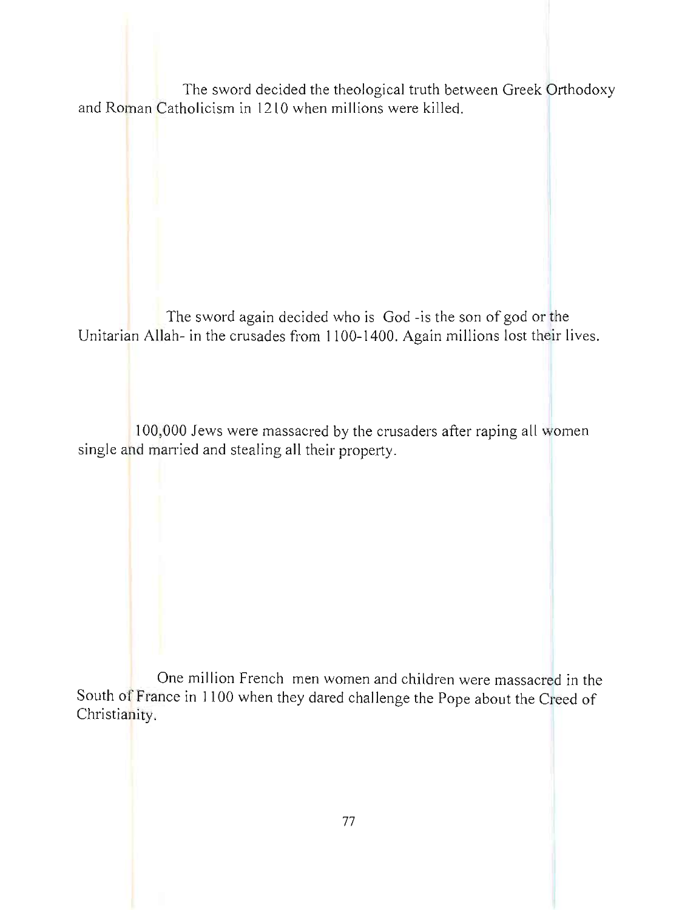The sword decided the theological truth between Greek Orthodoxy and Roman Catholicism in 1210 when millions were killed.

The sword again decided who is God -is the son of god or the Unitarian Allah- in the crusades from 1100-1400. Again millions lost their lives.

100,000 Jews were massacred by the crusaders after raping all women single and married and stealing all their property.

One million French men women and children were massacred in the South of France in 1100 when they dared challenge the Pope about the Creed of Christianity.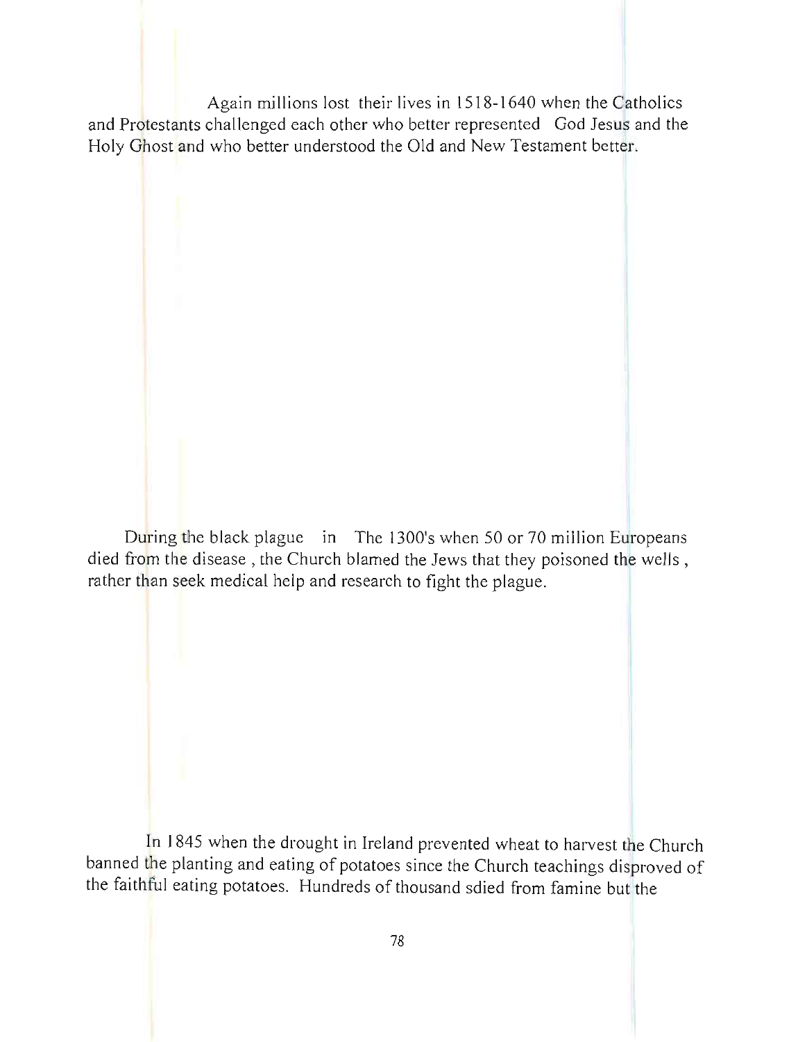Again millions lost their lives in 1518-1640 when the Catholics and Protestants challenged each other who better represented God Jesus and the Holy Ghost and who better understood the Old and New Testament better.

During the black plague in The 1300's when 50 or 70 million Europeans died from the disease , the Church blamed the Jews that they poisoned the wells , rather than seek medical help and research to fight the plague.

In 1845 when the drought in Ireland prevented wheat to harvest the Church banned the planting and eating of potatoes since the Church teachings disproved of the faithful eating potatoes. Hundreds of thousand sdied from famine but the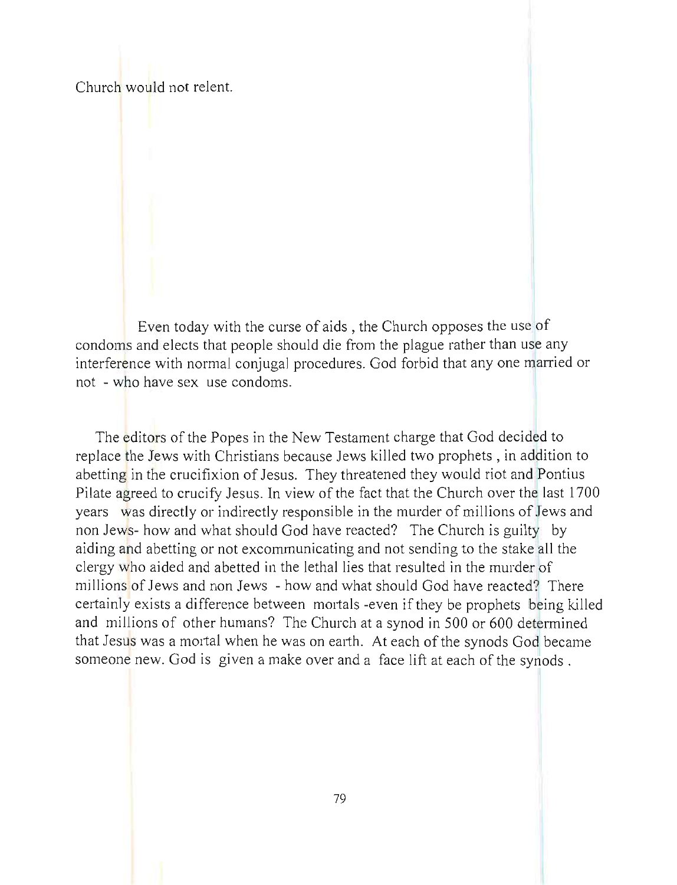Church would not relent.

Even today with the curse of aids , the Church opposes the use of condoms and elects that people should die from the plague rather than use any interference with normal conjugal procedures. God forbid that any one married or not - who have sex use condoms.

The editors of the Popes in the New Testament charge that God decided to replace the Jews with Christians because Jews killed two prophets , in addition to abetting in the crucifixion of Jesus. They threatened they would riot and Pontius Pilate agreed to crucify Jesus. In view of the fact that the Church over the last 1700 years was directly or indirectly responsible in the murder of millions of Jews and non Jews- how and what should God have reacted? The Church is guilty by aiding and abetting or not excommunicating and not sending to the stake all the clergy who aided and abetted in the lethal lies that resulted in the murder of millions of Jews and non Jews - how and what should God have reacted? There certainly exists a difference between mortals -even if they be prophets being killed and millions of other humans? The Church at a synod in 500 or 600 determined that Jesus was a mortal when he was on earth. At each of the synods God became someone new. God is given a make over and a face lift at each of the synods .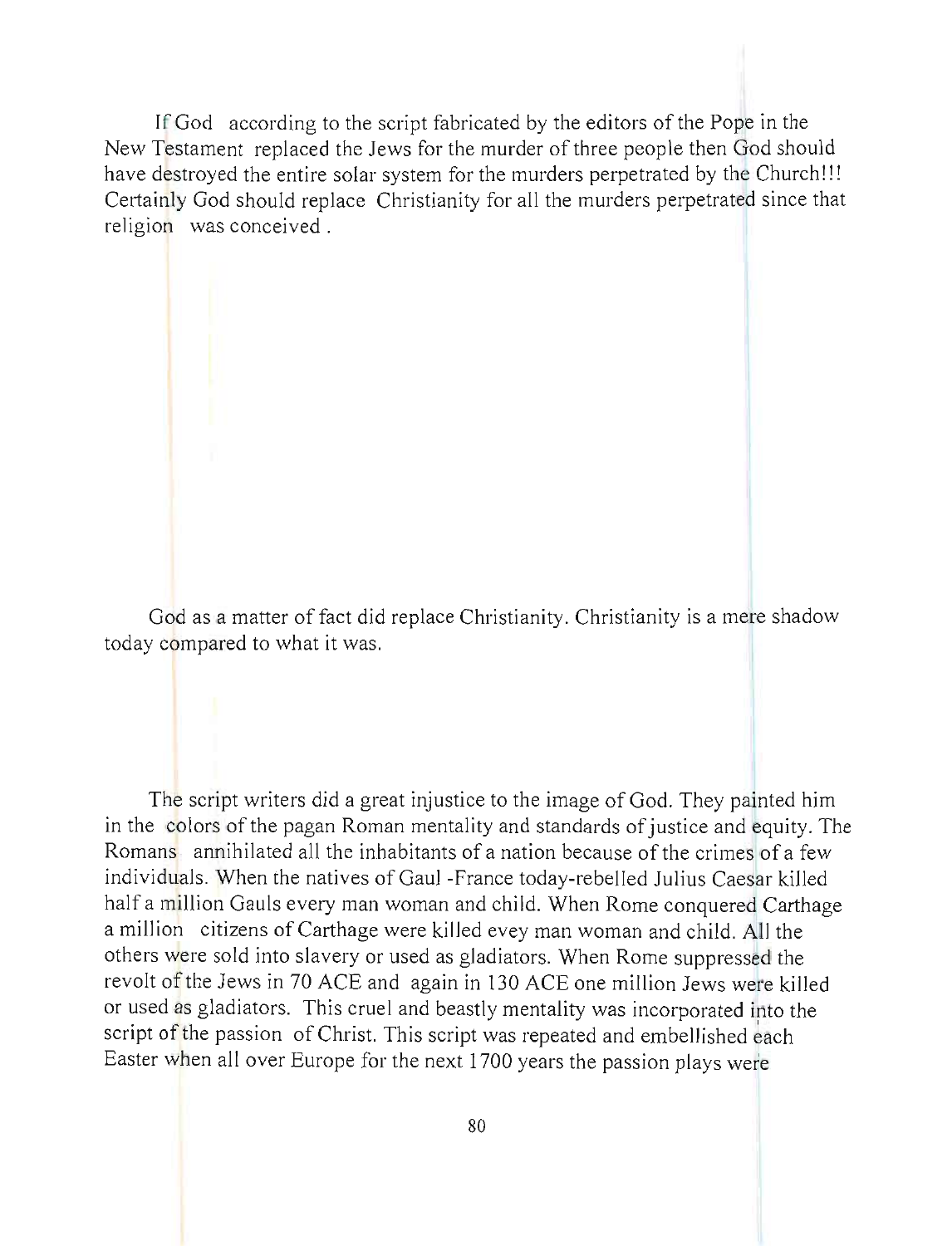If God according to the script fabricated by the editors of the Pope in the New Testament replaced the Jews for the murder of three people then God should have destroyed the entire solar system for the murders perpetrated by the Church!!! Certainly God should replace Christianity for all the murders perpetrated since that religion was conceived .

God as a matter of fact did replace Christianity. Christianity is a mere shadow today compared to what it was.

The script writers did a great injustice to the image of God. They painted him in the colors of the pagan Roman mentality and standards of justice and equity. The Romans annihilated all the inhabitants of a nation because of the crimes of a few individuals. When the natives of Gaul -France today-rebelled Julius Caesar killed half a million Gauls every man woman and child. When Rome conquered Carthage a million citizens of Carthage were killed evey man woman and child. All the others were sold into slavery or used as gladiators. When Rome suppressed the revolt of the Jews in 70 ACE and again in 130 ACE one million Jews were killed or used as gladiators. This cruel and beastly mentality was incorporated into the script of the passion of Christ. This script was repeated and embellished each Easter when all over Europe for the next 1700 years the passion plays were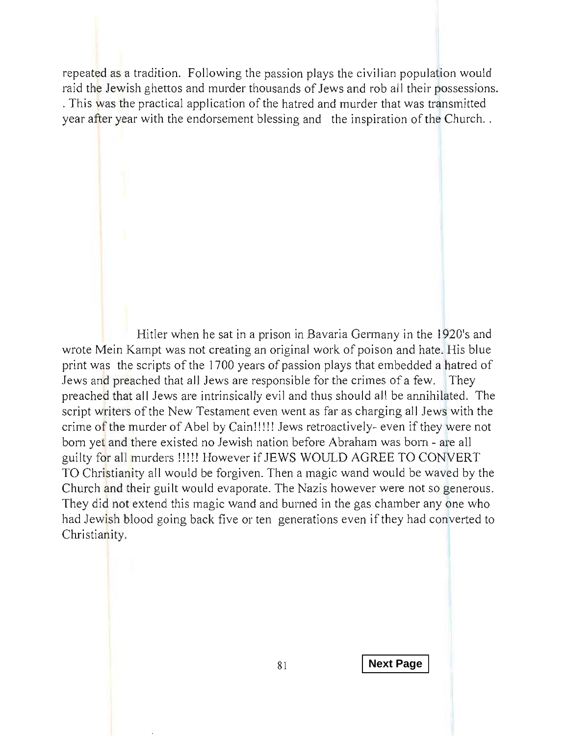repeated as a tradition. Following the passion plays the civilian population would raid the Jewish ghettos and murder thousands of Jews and rob all their possessions. . This was the practical application of the hatred and murder that was transmitted year after year with the endorsement blessing and the inspiration of the Church. .

Hitler when he sat in a prison in Bavaria Germany in the 1920's and wrote Mein Kampt was not creating an original work of poison and hate. His blue print was the scripts of the 1700 years of passion plays that embedded a hatred of Jews and preached that all Jews are responsible for the crimes of a few. They preached that all Jews are intrinsically evil and thus should all be annihilated. The script writers of the New Testament even went as far as charging all Jews with the crime of the murder of Abel by Cain!!!!! Jews retroactively- even if they were not born yet and there existed no Jewish nation before Abraham was born - are all guilty for all murders !!!!! However if JEWS WOULD AGREE TO CONVERT TO Christianity all would be forgiven. Then a magic wand would be waved by the Church and their guilt would evaporate. The Nazis however were not so generous. They did not extend this magic wand and burned in the gas chamber any one who had Jewish blood going back five or ten generations even if they had converted to Christianity.

**Next Page**